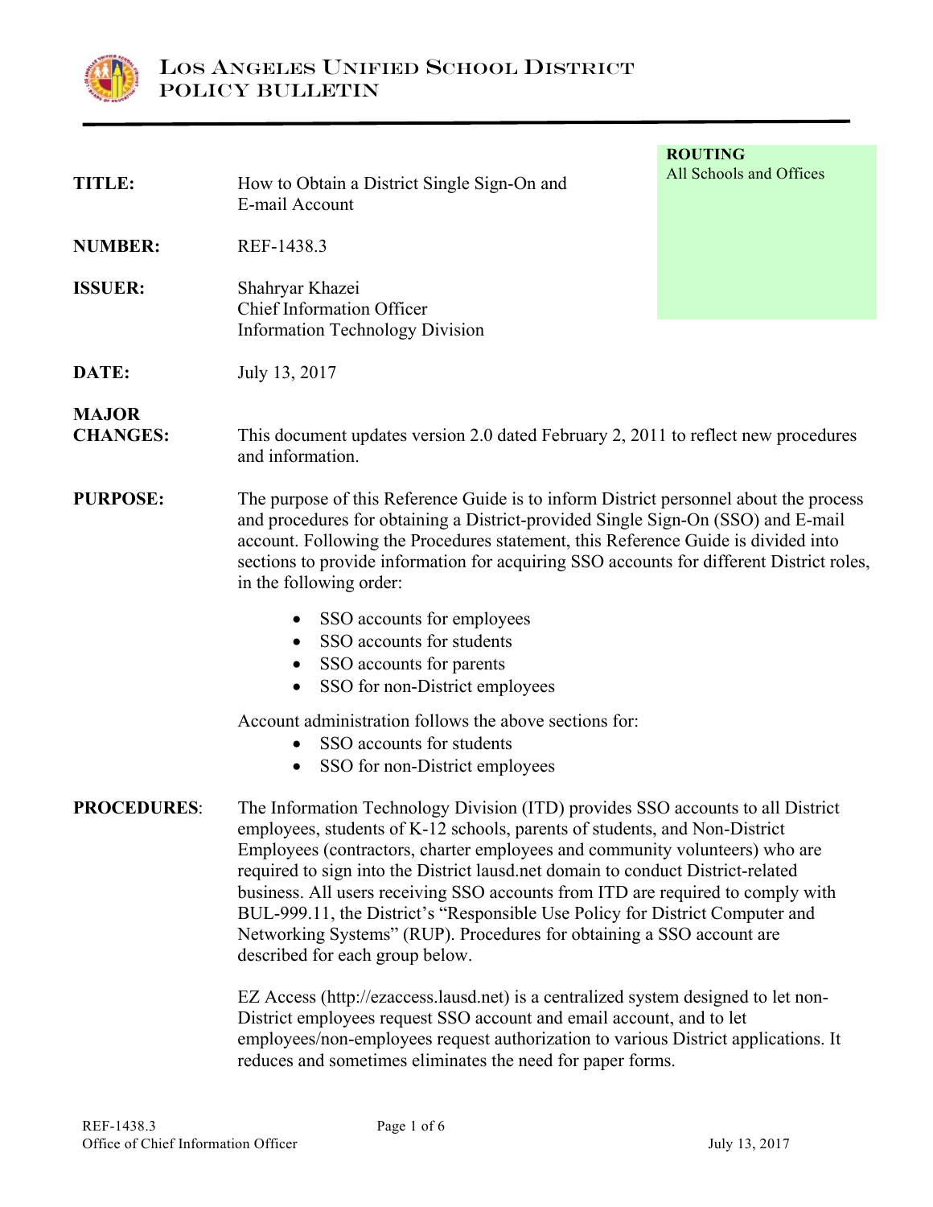# Los Angeles Unified School District
## Policy Bulletin

**ROUTING**
All Schools and Offices

**TITLE:** How to Obtain a District Single Sign-On and E-mail Account

**NUMBER:** REF-1438.3

**ISSUER:** Shahryar Khazei
Chief Information Officer
Information Technology Division

**DATE:** July 13, 2017

**MAJOR CHANGES:** This document updates version 2.0 dated February 2, 2011 to reflect new procedures and information.

**PURPOSE:** The purpose of this Reference Guide is to inform District personnel about the process and procedures for obtaining a District-provided Single Sign-On (SSO) and E-mail account. Following the Procedures statement, this Reference Guide is divided into sections to provide information for acquiring SSO accounts for different District roles, in the following order:

- SSO accounts for employees
- SSO accounts for students
- SSO accounts for parents
- SSO for non-District employees

Account administration follows the above sections for:

- SSO accounts for students
- SSO for non-District employees

**PROCEDURES**: The Information Technology Division (ITD) provides SSO accounts to all District employees, students of K-12 schools, parents of students, and Non-District Employees (contractors, charter employees and community volunteers) who are required to sign into the District lausd.net domain to conduct District-related business. All users receiving SSO accounts from ITD are required to comply with BUL-999.11, the District's "Responsible Use Policy for District Computer and Networking Systems" (RUP). Procedures for obtaining a SSO account are described for each group below.

EZ Access (http://ezaccess.lausd.net) is a centralized system designed to let non-District employees request SSO account and email account, and to let employees/non-employees request authorization to various District applications. It reduces and sometimes eliminates the need for paper forms.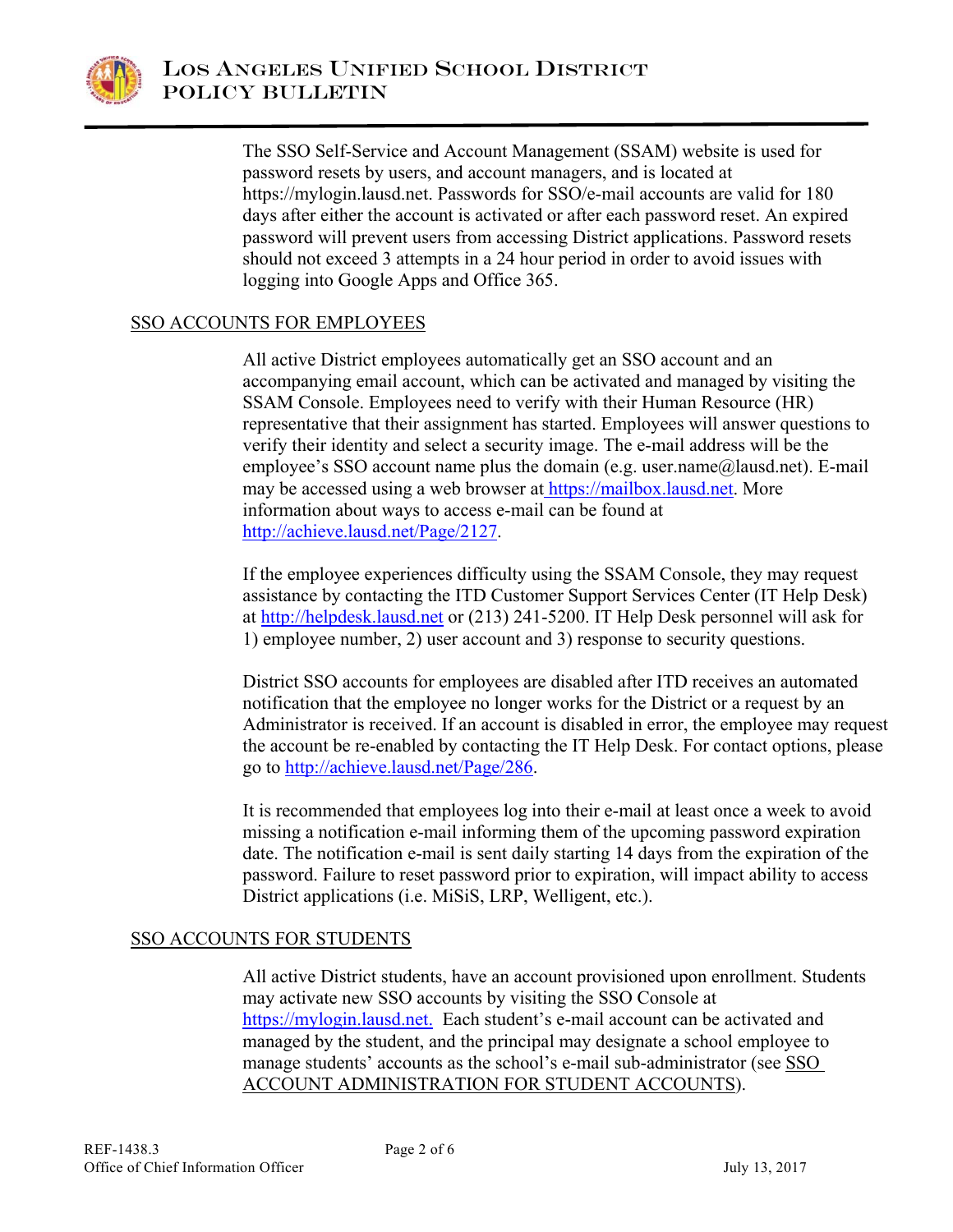The SSO Self-Service and Account Management (SSAM) website is used for password resets by users, and account managers, and is located at https://mylogin.lausd.net. Passwords for SSO/e-mail accounts are valid for 180 days after either the account is activated or after each password reset. An expired password will prevent users from accessing District applications. Password resets should not exceed 3 attempts in a 24 hour period in order to avoid issues with logging into Google Apps and Office 365.

## SSO ACCOUNTS FOR EMPLOYEES

All active District employees automatically get an SSO account and an accompanying email account, which can be activated and managed by visiting the SSAM Console. Employees need to verify with their Human Resource (HR) representative that their assignment has started. Employees will answer questions to verify their identity and select a security image. The e-mail address will be the employee's SSO account name plus the domain (e.g. user.name@lausd.net). E-mail may be accessed using a web browser at https://mailbox.lausd.net. More information about ways to access e-mail can be found at http://achieve.lausd.net/Page/2127.

If the employee experiences difficulty using the SSAM Console, they may request assistance by contacting the ITD Customer Support Services Center (IT Help Desk) at http://helpdesk.lausd.net or (213) 241-5200. IT Help Desk personnel will ask for 1) employee number, 2) user account and 3) response to security questions.

District SSO accounts for employees are disabled after ITD receives an automated notification that the employee no longer works for the District or a request by an Administrator is received. If an account is disabled in error, the employee may request the account be re-enabled by contacting the IT Help Desk. For contact options, please go to http://achieve.lausd.net/Page/286.

It is recommended that employees log into their e-mail at least once a week to avoid missing a notification e-mail informing them of the upcoming password expiration date. The notification e-mail is sent daily starting 14 days from the expiration of the password. Failure to reset password prior to expiration, will impact ability to access District applications (i.e. MiSiS, LRP, Welligent, etc.).

## SSO ACCOUNTS FOR STUDENTS

All active District students, have an account provisioned upon enrollment. Students may activate new SSO accounts by visiting the SSO Console at https://mylogin.lausd.net. Each student's e-mail account can be activated and managed by the student, and the principal may designate a school employee to manage students' accounts as the school's e-mail sub-administrator (see SSO ACCOUNT ADMINISTRATION FOR STUDENT ACCOUNTS).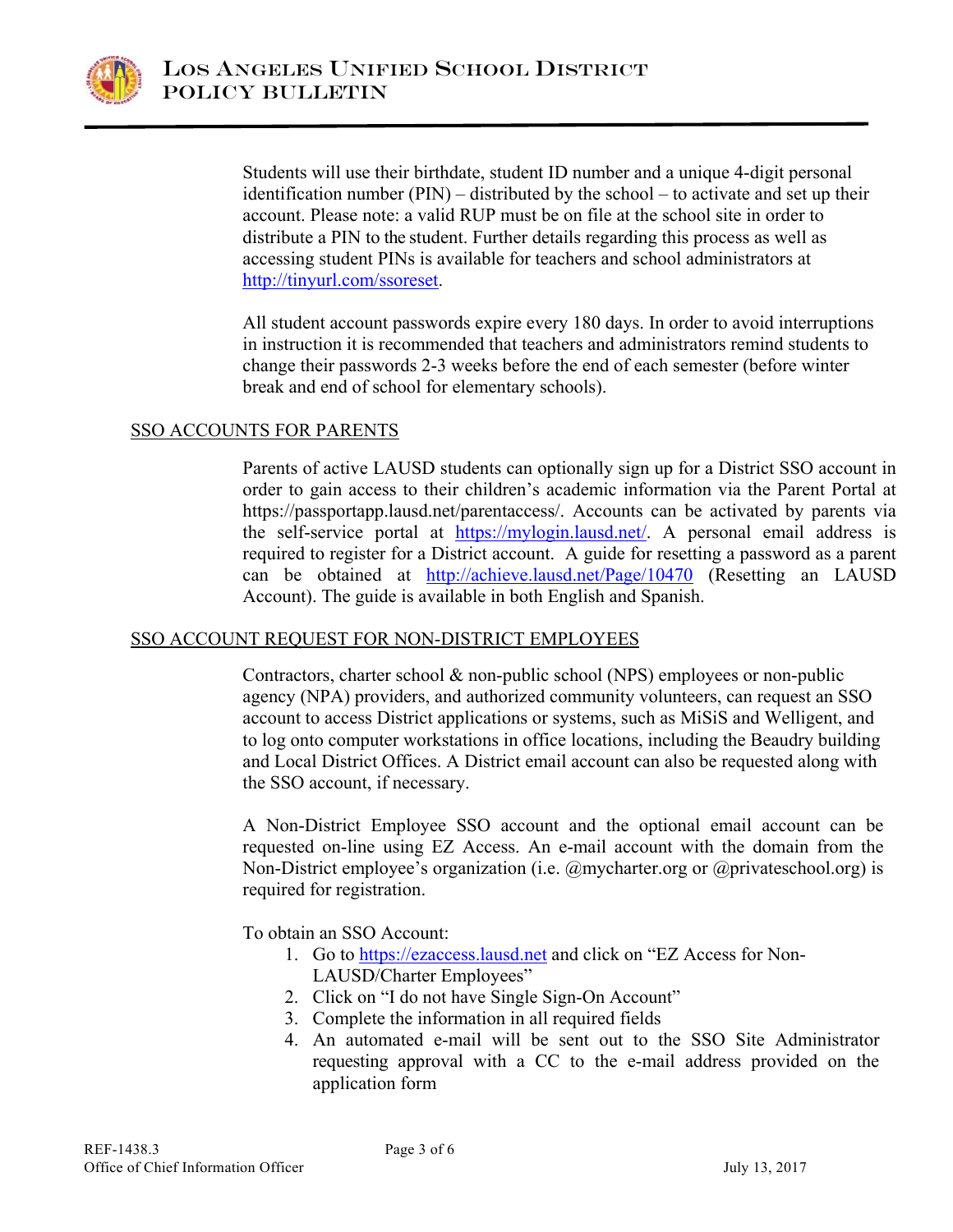Students will use their birthdate, student ID number and a unique 4-digit personal identification number (PIN) – distributed by the school – to activate and set up their account. Please note: a valid RUP must be on file at the school site in order to distribute a PIN to the student. Further details regarding this process as well as accessing student PINs is available for teachers and school administrators at http://tinyurl.com/ssoreset.

All student account passwords expire every 180 days. In order to avoid interruptions in instruction it is recommended that teachers and administrators remind students to change their passwords 2-3 weeks before the end of each semester (before winter break and end of school for elementary schools).

## SSO ACCOUNTS FOR PARENTS

Parents of active LAUSD students can optionally sign up for a District SSO account in order to gain access to their children's academic information via the Parent Portal at https://passportapp.lausd.net/parentaccess/. Accounts can be activated by parents via the self-service portal at https://mylogin.lausd.net/. A personal email address is required to register for a District account. A guide for resetting a password as a parent can be obtained at http://achieve.lausd.net/Page/10470 (Resetting an LAUSD Account). The guide is available in both English and Spanish.

## SSO ACCOUNT REQUEST FOR NON-DISTRICT EMPLOYEES

Contractors, charter school & non-public school (NPS) employees or non-public agency (NPA) providers, and authorized community volunteers, can request an SSO account to access District applications or systems, such as MiSiS and Welligent, and to log onto computer workstations in office locations, including the Beaudry building and Local District Offices. A District email account can also be requested along with the SSO account, if necessary.

A Non-District Employee SSO account and the optional email account can be requested on-line using EZ Access. An e-mail account with the domain from the Non-District employee's organization (i.e. @mycharter.org or @privateschool.org) is required for registration.

To obtain an SSO Account:

1. Go to https://ezaccess.lausd.net and click on "EZ Access for Non-LAUSD/Charter Employees"
2. Click on "I do not have Single Sign-On Account"
3. Complete the information in all required fields
4. An automated e-mail will be sent out to the SSO Site Administrator requesting approval with a CC to the e-mail address provided on the application form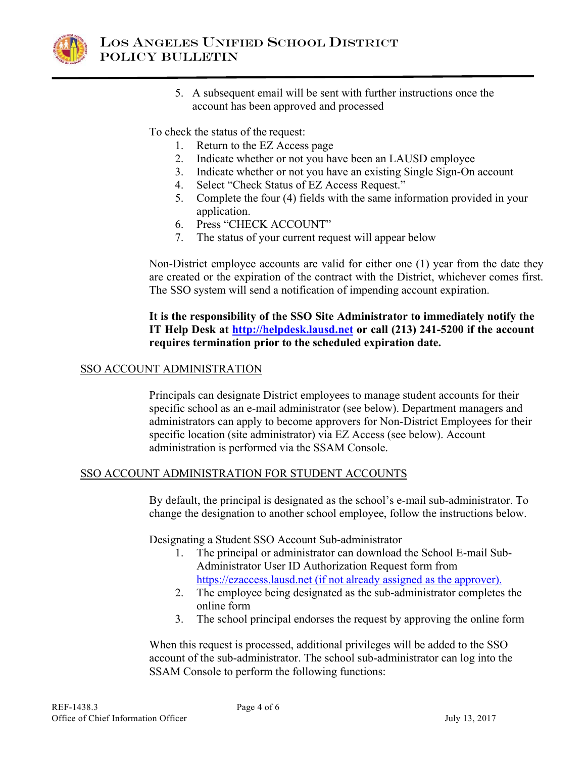5. A subsequent email will be sent with further instructions once the account has been approved and processed

To check the status of the request:

1. Return to the EZ Access page
2. Indicate whether or not you have been an LAUSD employee
3. Indicate whether or not you have an existing Single Sign-On account
4. Select "Check Status of EZ Access Request."
5. Complete the four (4) fields with the same information provided in your application.
6. Press "CHECK ACCOUNT"
7. The status of your current request will appear below

Non-District employee accounts are valid for either one (1) year from the date they are created or the expiration of the contract with the District, whichever comes first. The SSO system will send a notification of impending account expiration.

**It is the responsibility of the SSO Site Administrator to immediately notify the IT Help Desk at [http://helpdesk.lausd.net](http://helpdesk.lausd.net) or call (213) 241-5200 if the account requires termination prior to the scheduled expiration date.**

## SSO ACCOUNT ADMINISTRATION

Principals can designate District employees to manage student accounts for their specific school as an e-mail administrator (see below). Department managers and administrators can apply to become approvers for Non-District Employees for their specific location (site administrator) via EZ Access (see below). Account administration is performed via the SSAM Console.

## SSO ACCOUNT ADMINISTRATION FOR STUDENT ACCOUNTS

By default, the principal is designated as the school's e-mail sub-administrator. To change the designation to another school employee, follow the instructions below.

Designating a Student SSO Account Sub-administrator

1. The principal or administrator can download the School E-mail Sub-Administrator User ID Authorization Request form from [https://ezaccess.lausd.net (if not already assigned as the approver).](https://ezaccess.lausd.net)
2. The employee being designated as the sub-administrator completes the online form
3. The school principal endorses the request by approving the online form

When this request is processed, additional privileges will be added to the SSO account of the sub-administrator. The school sub-administrator can log into the SSAM Console to perform the following functions: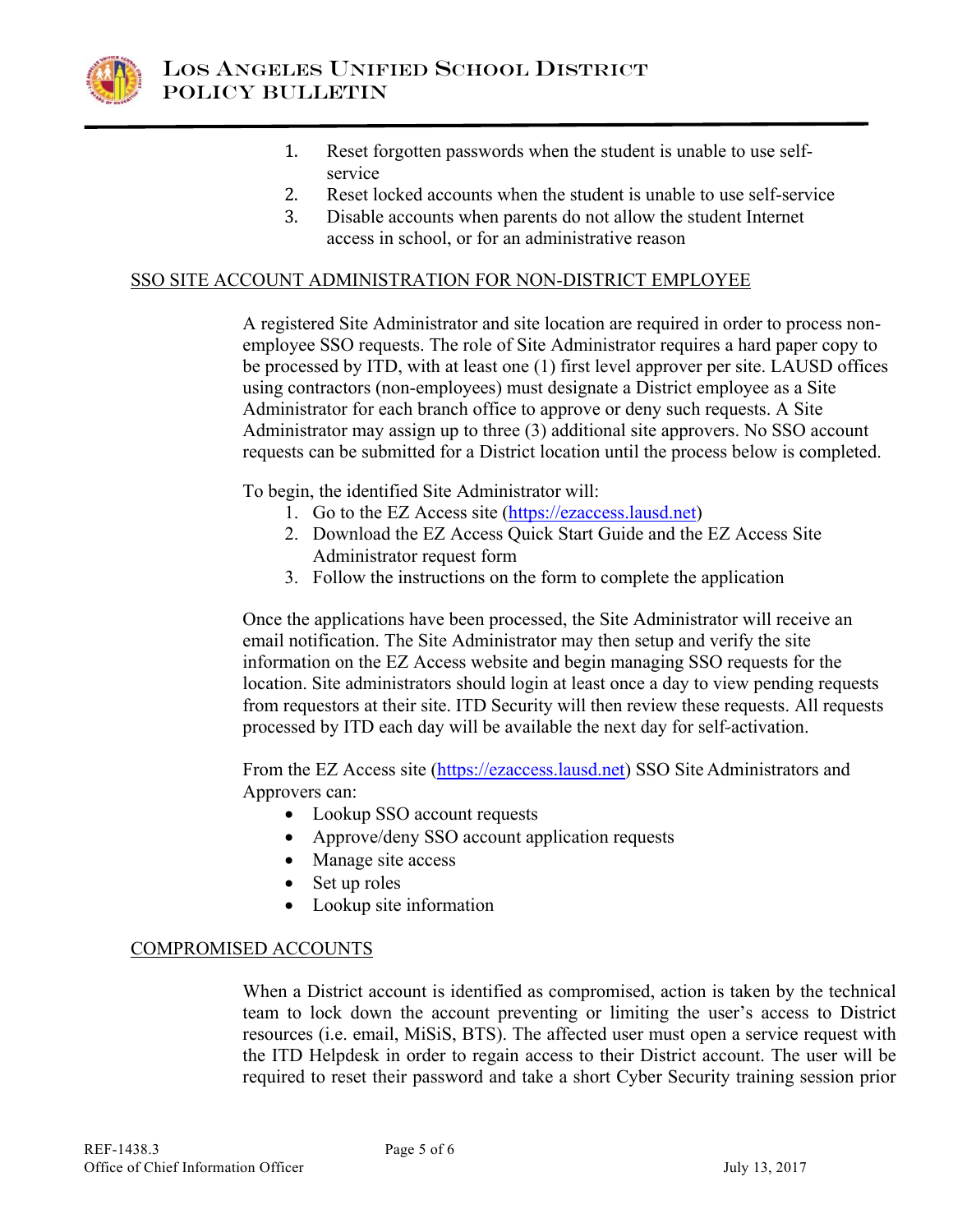1. Reset forgotten passwords when the student is unable to use self-service
2. Reset locked accounts when the student is unable to use self-service
3. Disable accounts when parents do not allow the student Internet access in school, or for an administrative reason

## SSO SITE ACCOUNT ADMINISTRATION FOR NON-DISTRICT EMPLOYEE

A registered Site Administrator and site location are required in order to process non-employee SSO requests. The role of Site Administrator requires a hard paper copy to be processed by ITD, with at least one (1) first level approver per site. LAUSD offices using contractors (non-employees) must designate a District employee as a Site Administrator for each branch office to approve or deny such requests. A Site Administrator may assign up to three (3) additional site approvers. No SSO account requests can be submitted for a District location until the process below is completed.

To begin, the identified Site Administrator will:

1. Go to the EZ Access site (https://ezaccess.lausd.net)
2. Download the EZ Access Quick Start Guide and the EZ Access Site Administrator request form
3. Follow the instructions on the form to complete the application

Once the applications have been processed, the Site Administrator will receive an email notification. The Site Administrator may then setup and verify the site information on the EZ Access website and begin managing SSO requests for the location. Site administrators should login at least once a day to view pending requests from requestors at their site. ITD Security will then review these requests. All requests processed by ITD each day will be available the next day for self-activation.

From the EZ Access site (https://ezaccess.lausd.net) SSO Site Administrators and Approvers can:

- Lookup SSO account requests
- Approve/deny SSO account application requests
- Manage site access
- Set up roles
- Lookup site information

## COMPROMISED ACCOUNTS

When a District account is identified as compromised, action is taken by the technical team to lock down the account preventing or limiting the user's access to District resources (i.e. email, MiSiS, BTS). The affected user must open a service request with the ITD Helpdesk in order to regain access to their District account. The user will be required to reset their password and take a short Cyber Security training session prior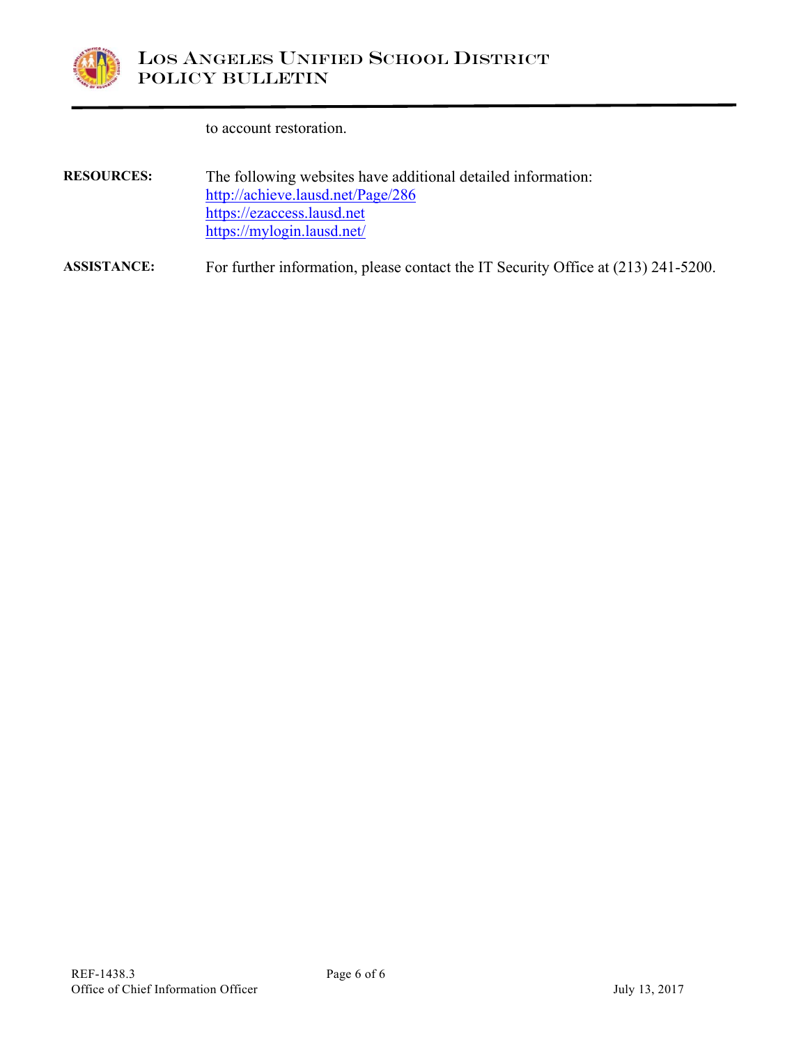to account restoration.

**RESOURCES:** The following websites have additional detailed information:
http://achieve.lausd.net/Page/286
https://ezaccess.lausd.net
https://mylogin.lausd.net/

**ASSISTANCE:** For further information, please contact the IT Security Office at (213) 241-5200.